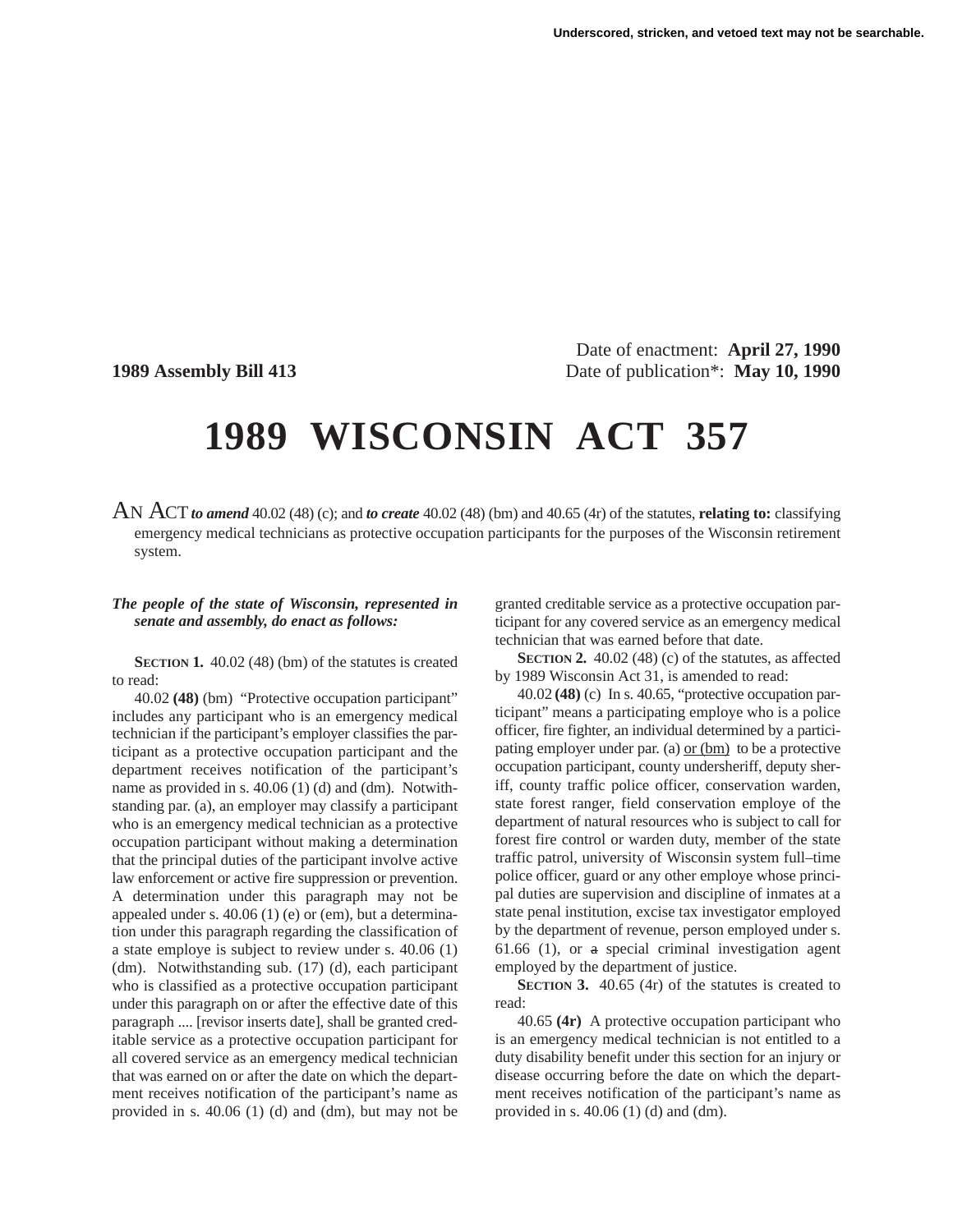Underscored, stricken, and vetoed text may not be searchable.

Date of enactment: **April 27, 1990**

**1989 Assembly Bill 413** Date of publication*: **May 10, 1990**

# 1989 WISCONSIN ACT 357

AN ACT ***to amend*** 40.02 (48) (c); and ***to create*** 40.02 (48) (bm) and 40.65 (4r) of the statutes, **relating to:** classifying emergency medical technicians as protective occupation participants for the purposes of the Wisconsin retirement system.

***The people of the state of Wisconsin, represented in senate and assembly, do enact as follows:***

**SECTION 1.** 40.02 (48) (bm) of the statutes is created to read:

40.02 **(48)** (bm) "Protective occupation participant" includes any participant who is an emergency medical technician if the participant's employer classifies the participant as a protective occupation participant and the department receives notification of the participant's name as provided in s. 40.06 (1) (d) and (dm). Notwithstanding par. (a), an employer may classify a participant who is an emergency medical technician as a protective occupation participant without making a determination that the principal duties of the participant involve active law enforcement or active fire suppression or prevention. A determination under this paragraph may not be appealed under s. 40.06 (1) (e) or (em), but a determination under this paragraph regarding the classification of a state employe is subject to review under s. 40.06 (1) (dm). Notwithstanding sub. (17) (d), each participant who is classified as a protective occupation participant under this paragraph on or after the effective date of this paragraph .... [revisor inserts date], shall be granted creditable service as a protective occupation participant for all covered service as an emergency medical technician that was earned on or after the date on which the department receives notification of the participant's name as provided in s. 40.06 (1) (d) and (dm), but may not be granted creditable service as a protective occupation participant for any covered service as an emergency medical technician that was earned before that date.

**SECTION 2.** 40.02 (48) (c) of the statutes, as affected by 1989 Wisconsin Act 31, is amended to read:

40.02 **(48)** (c) In s. 40.65, "protective occupation participant" means a participating employe who is a police officer, fire fighter, an individual determined by a participating employer under par. (a) <u>or (bm)</u> to be a protective occupation participant, county undersheriff, deputy sheriff, county traffic police officer, conservation warden, state forest ranger, field conservation employe of the department of natural resources who is subject to call for forest fire control or warden duty, member of the state traffic patrol, university of Wisconsin system full–time police officer, guard or any other employe whose principal duties are supervision and discipline of inmates at a state penal institution, excise tax investigator employed by the department of revenue, person employed under s. 61.66 (1), or ~~a~~ special criminal investigation agent employed by the department of justice.

**SECTION 3.** 40.65 (4r) of the statutes is created to read:

40.65 **(4r)** A protective occupation participant who is an emergency medical technician is not entitled to a duty disability benefit under this section for an injury or disease occurring before the date on which the department receives notification of the participant's name as provided in s. 40.06 (1) (d) and (dm).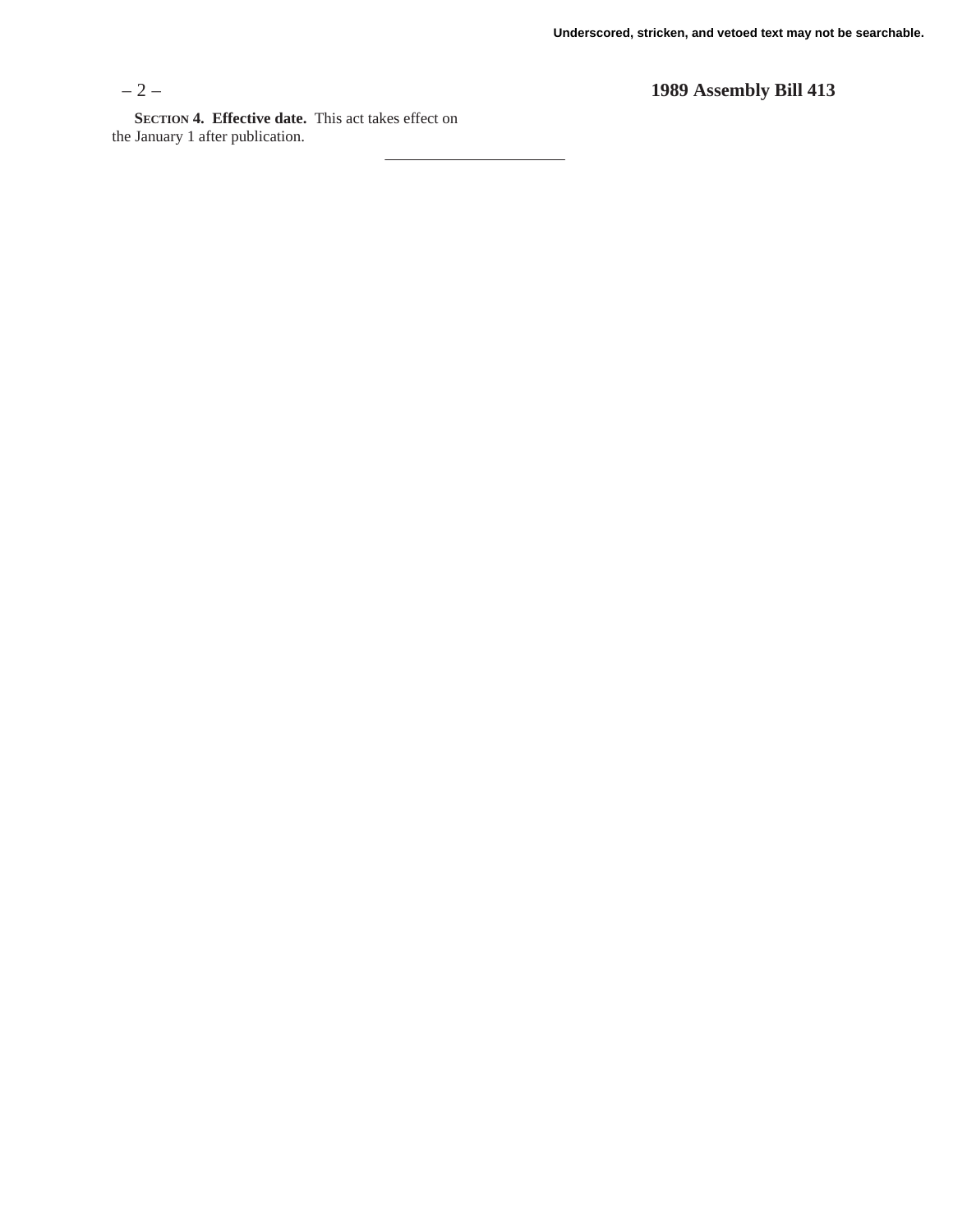**SECTION 4. Effective date.** This act takes effect on the January 1 after publication.